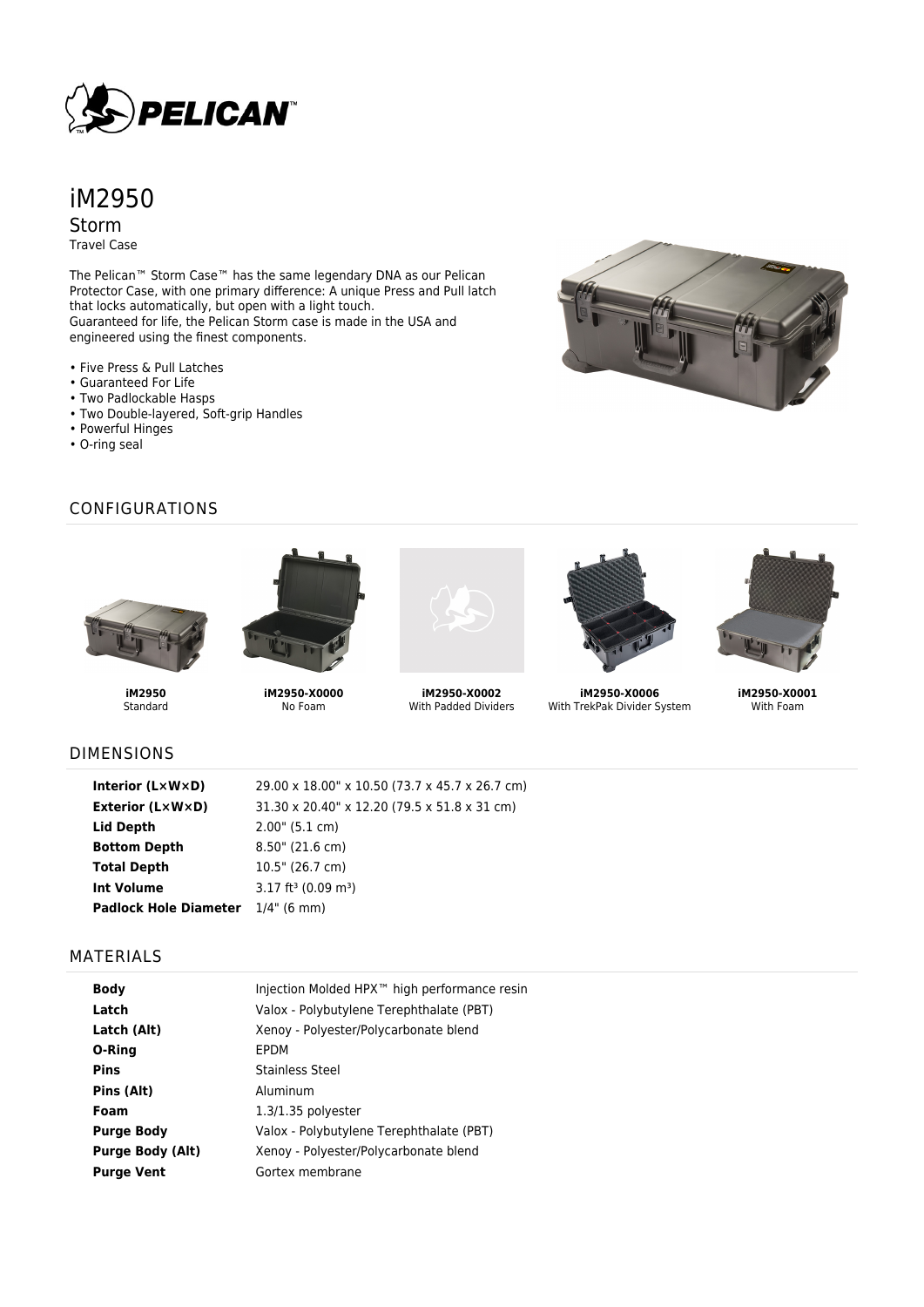# iM2950

## Storm

Travel Case

The Pelican™ Storm Case™ has the same legendary DNA as our Pelican Protector Case, with one primary difference: A unique Press and Pull latch that locks automatically, but open with a light touch.
Guaranteed for life, the Pelican Storm case is made in the USA and engineered using the finest components.

- Five Press & Pull Latches
- Guaranteed For Life
- Two Padlockable Hasps
- Two Double-layered, Soft-grip Handles
- Powerful Hinges
- O-ring seal

## CONFIGURATIONS

**iM2950**
Standard

**iM2950-X0000**
No Foam

**iM2950-X0002**
With Padded Dividers

**iM2950-X0006**
With TrekPak Divider System

**iM2950-X0001**
With Foam

## DIMENSIONS

| | |
|---|---|
| **Interior (L×W×D)** | 29.00 x 18.00" x 10.50 (73.7 x 45.7 x 26.7 cm) |
| **Exterior (L×W×D)** | 31.30 x 20.40" x 12.20 (79.5 x 51.8 x 31 cm) |
| **Lid Depth** | 2.00" (5.1 cm) |
| **Bottom Depth** | 8.50" (21.6 cm) |
| **Total Depth** | 10.5" (26.7 cm) |
| **Int Volume** | 3.17 $ft^3$ (0.09 $m^3$) |
| **Padlock Hole Diameter** | 1/4" (6 mm) |

## MATERIALS

| | |
|---|---|
| **Body** | Injection Molded HPX™ high performance resin |
| **Latch** | Valox - Polybutylene Terephthalate (PBT) |
| **Latch (Alt)** | Xenoy - Polyester/Polycarbonate blend |
| **O-Ring** | EPDM |
| **Pins** | Stainless Steel |
| **Pins (Alt)** | Aluminum |
| **Foam** | 1.3/1.35 polyester |
| **Purge Body** | Valox - Polybutylene Terephthalate (PBT) |
| **Purge Body (Alt)** | Xenoy - Polyester/Polycarbonate blend |
| **Purge Vent** | Gortex membrane |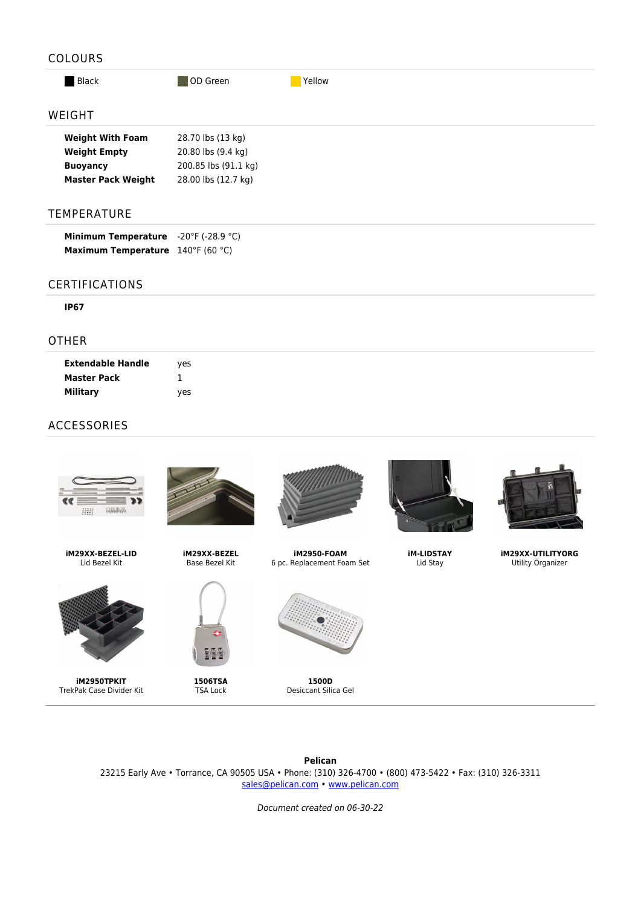## COLOURS

Black OD Green Yellow

## WEIGHT

| | |
|---|---|
| **Weight With Foam** | 28.70 lbs (13 kg) |
| **Weight Empty** | 20.80 lbs (9.4 kg) |
| **Buoyancy** | 200.85 lbs (91.1 kg) |
| **Master Pack Weight** | 28.00 lbs (12.7 kg) |

## TEMPERATURE

| | |
|---|---|
| **Minimum Temperature** | -20°F (-28.9 °C) |
| **Maximum Temperature** | 140°F (60 °C) |

## CERTIFICATIONS

**IP67**

## OTHER

| | |
|---|---|
| **Extendable Handle** | yes |
| **Master Pack** | 1 |
| **Military** | yes |

## ACCESSORIES

**iM29XX-BEZEL-LID**
Lid Bezel Kit

**iM29XX-BEZEL**
Base Bezel Kit

**iM2950-FOAM**
6 pc. Replacement Foam Set

**iM-LIDSTAY**
Lid Stay

**iM29XX-UTILITYORG**
Utility Organizer

**iM2950TPKIT**
TrekPak Case Divider Kit

**1506TSA**
TSA Lock

**1500D**
Desiccant Silica Gel

**Pelican**
23215 Early Ave • Torrance, CA 90505 USA • Phone: (310) 326-4700 • (800) 473-5422 • Fax: (310) 326-3311
sales@pelican.com • www.pelican.com

*Document created on 06-30-22*